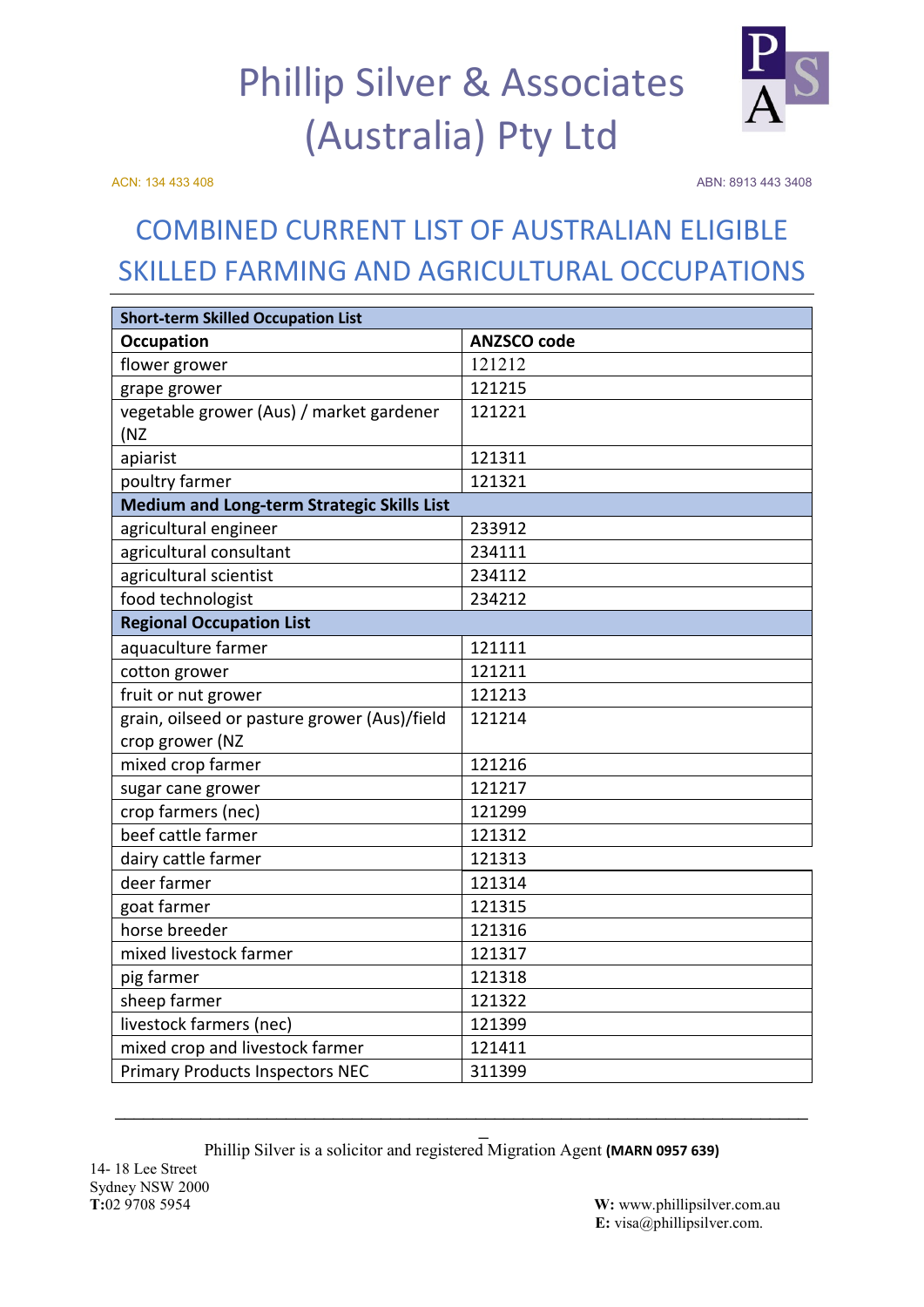# Phillip Silver & Associates (Australia) Pty Ltd

ACN: 134 433 408

ABN: 8913 443 3408

## COMBINED CURRENT LIST OF AUSTRALIAN ELIGIBLE SKILLED FARMING AND AGRICULTURAL OCCUPATIONS

| **Short-term Skilled Occupation List** | |
|---|---|
| **Occupation** | **ANZSCO code** |
| flower grower | 121212 |
| grape grower | 121215 |
| vegetable grower (Aus) / market gardener (NZ | 121221 |
| apiarist | 121311 |
| poultry farmer | 121321 |
| **Medium and Long-term Strategic Skills List** | |
| agricultural engineer | 233912 |
| agricultural consultant | 234111 |
| agricultural scientist | 234112 |
| food technologist | 234212 |
| **Regional Occupation List** | |
| aquaculture farmer | 121111 |
| cotton grower | 121211 |
| fruit or nut grower | 121213 |
| grain, oilseed or pasture grower (Aus)/field crop grower (NZ | 121214 |
| mixed crop farmer | 121216 |
| sugar cane grower | 121217 |
| crop farmers (nec) | 121299 |
| beef cattle farmer | 121312 |
| dairy cattle farmer | 121313 |
| deer farmer | 121314 |
| goat farmer | 121315 |
| horse breeder | 121316 |
| mixed livestock farmer | 121317 |
| pig farmer | 121318 |
| sheep farmer | 121322 |
| livestock farmers (nec) | 121399 |
| mixed crop and livestock farmer | 121411 |
| Primary Products Inspectors NEC | 311399 |

Phillip Silver is a solicitor and registered Migration Agent **(MARN 0957 639)**

14- 18 Lee Street
Sydney NSW 2000
**T:**02 9708 5954

**W:** www.phillipsilver.com.au
**E:** visa@phillipsilver.com.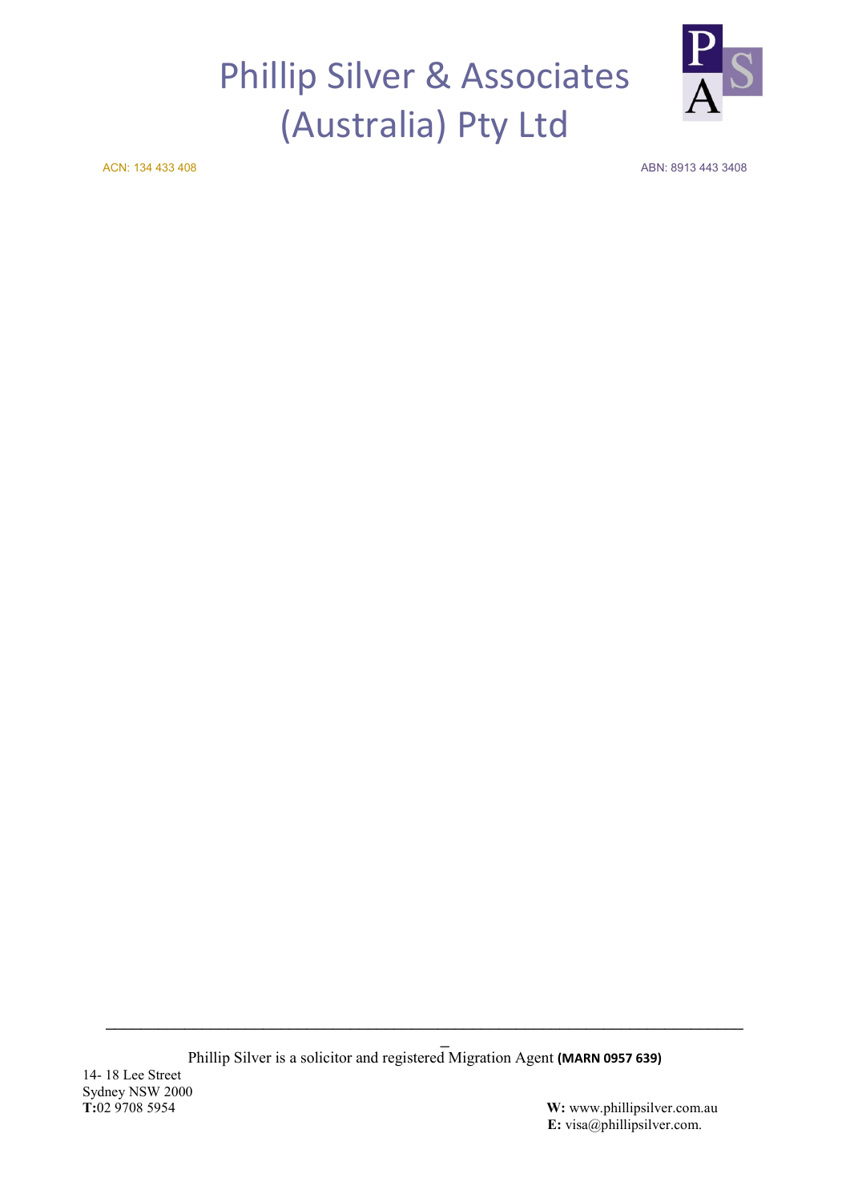# Phillip Silver & Associates (Australia) Pty Ltd

ACN: 134 433 408

ABN: 8913 443 3408

---

Phillip Silver is a solicitor and registered Migration Agent **(MARN 0957 639)**

14- 18 Lee Street
Sydney NSW 2000
**T:**02 9708 5954

**W:** www.phillipsilver.com.au
**E:** visa@phillipsilver.com.